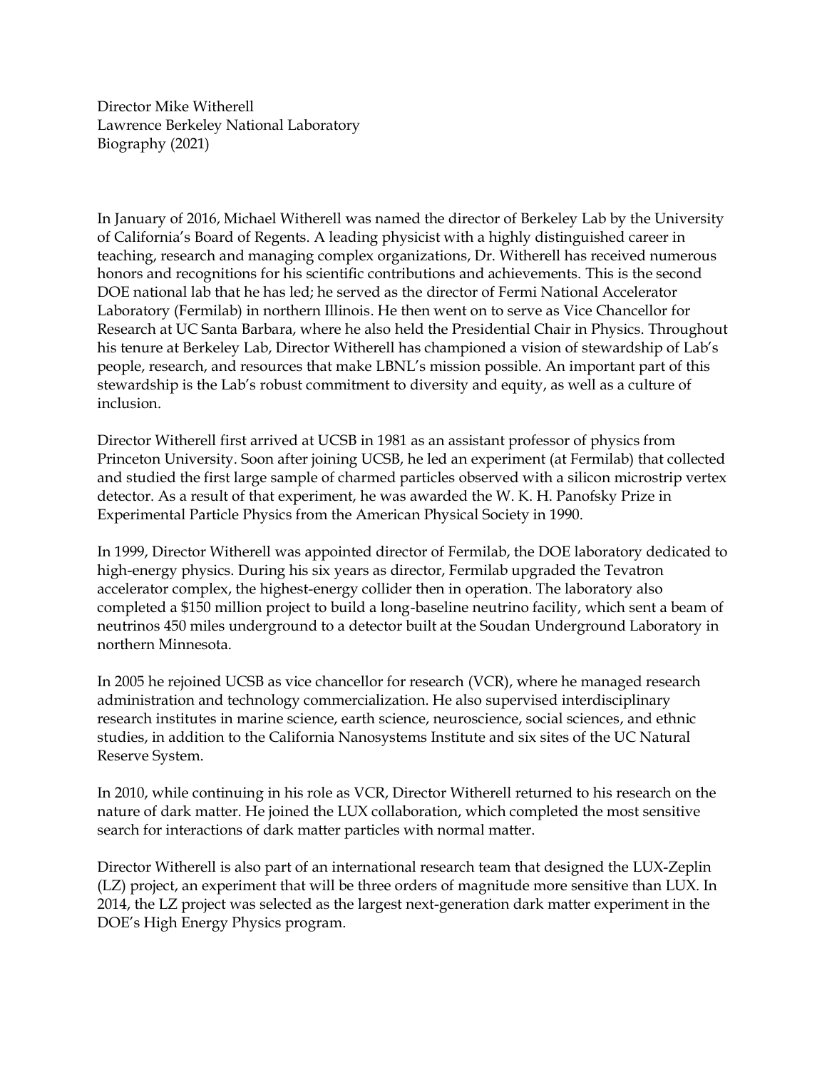Director Mike Witherell
Lawrence Berkeley National Laboratory
Biography (2021)

In January of 2016, Michael Witherell was named the director of Berkeley Lab by the University of California's Board of Regents. A leading physicist with a highly distinguished career in teaching, research and managing complex organizations, Dr. Witherell has received numerous honors and recognitions for his scientific contributions and achievements. This is the second DOE national lab that he has led; he served as the director of Fermi National Accelerator Laboratory (Fermilab) in northern Illinois. He then went on to serve as Vice Chancellor for Research at UC Santa Barbara, where he also held the Presidential Chair in Physics. Throughout his tenure at Berkeley Lab, Director Witherell has championed a vision of stewardship of Lab's people, research, and resources that make LBNL's mission possible. An important part of this stewardship is the Lab's robust commitment to diversity and equity, as well as a culture of inclusion.

Director Witherell first arrived at UCSB in 1981 as an assistant professor of physics from Princeton University. Soon after joining UCSB, he led an experiment (at Fermilab) that collected and studied the first large sample of charmed particles observed with a silicon microstrip vertex detector. As a result of that experiment, he was awarded the W. K. H. Panofsky Prize in Experimental Particle Physics from the American Physical Society in 1990.

In 1999, Director Witherell was appointed director of Fermilab, the DOE laboratory dedicated to high-energy physics. During his six years as director, Fermilab upgraded the Tevatron accelerator complex, the highest-energy collider then in operation. The laboratory also completed a $150 million project to build a long-baseline neutrino facility, which sent a beam of neutrinos 450 miles underground to a detector built at the Soudan Underground Laboratory in northern Minnesota.

In 2005 he rejoined UCSB as vice chancellor for research (VCR), where he managed research administration and technology commercialization. He also supervised interdisciplinary research institutes in marine science, earth science, neuroscience, social sciences, and ethnic studies, in addition to the California Nanosystems Institute and six sites of the UC Natural Reserve System.

In 2010, while continuing in his role as VCR, Director Witherell returned to his research on the nature of dark matter. He joined the LUX collaboration, which completed the most sensitive search for interactions of dark matter particles with normal matter.

Director Witherell is also part of an international research team that designed the LUX-Zeplin (LZ) project, an experiment that will be three orders of magnitude more sensitive than LUX. In 2014, the LZ project was selected as the largest next-generation dark matter experiment in the DOE's High Energy Physics program.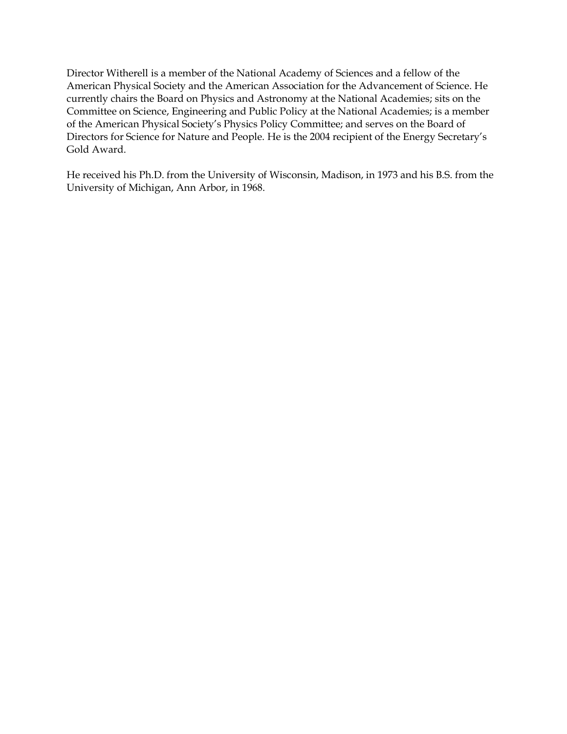Director Witherell is a member of the National Academy of Sciences and a fellow of the American Physical Society and the American Association for the Advancement of Science. He currently chairs the Board on Physics and Astronomy at the National Academies; sits on the Committee on Science, Engineering and Public Policy at the National Academies; is a member of the American Physical Society's Physics Policy Committee; and serves on the Board of Directors for Science for Nature and People. He is the 2004 recipient of the Energy Secretary's Gold Award.

He received his Ph.D. from the University of Wisconsin, Madison, in 1973 and his B.S. from the University of Michigan, Ann Arbor, in 1968.